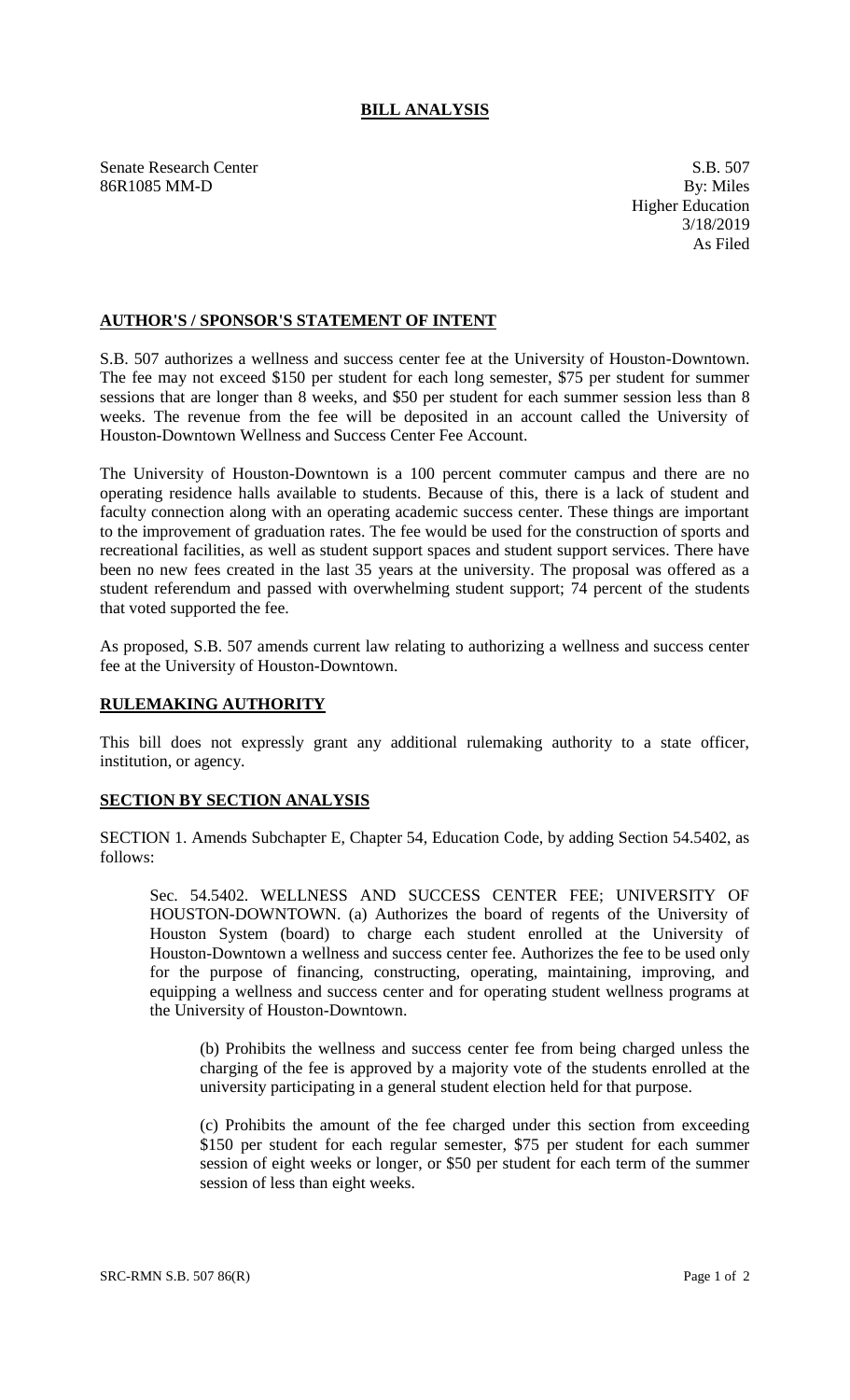# BILL ANALYSIS

Senate Research Center
86R1085 MM-D

S.B. 507
By: Miles
Higher Education
3/18/2019
As Filed

## AUTHOR'S / SPONSOR'S STATEMENT OF INTENT

S.B. 507 authorizes a wellness and success center fee at the University of Houston-Downtown. The fee may not exceed $150 per student for each long semester, $75 per student for summer sessions that are longer than 8 weeks, and $50 per student for each summer session less than 8 weeks. The revenue from the fee will be deposited in an account called the University of Houston-Downtown Wellness and Success Center Fee Account.

The University of Houston-Downtown is a 100 percent commuter campus and there are no operating residence halls available to students. Because of this, there is a lack of student and faculty connection along with an operating academic success center. These things are important to the improvement of graduation rates. The fee would be used for the construction of sports and recreational facilities, as well as student support spaces and student support services. There have been no new fees created in the last 35 years at the university. The proposal was offered as a student referendum and passed with overwhelming student support; 74 percent of the students that voted supported the fee.

As proposed, S.B. 507 amends current law relating to authorizing a wellness and success center fee at the University of Houston-Downtown.

## RULEMAKING AUTHORITY

This bill does not expressly grant any additional rulemaking authority to a state officer, institution, or agency.

## SECTION BY SECTION ANALYSIS

SECTION 1. Amends Subchapter E, Chapter 54, Education Code, by adding Section 54.5402, as follows:

Sec. 54.5402. WELLNESS AND SUCCESS CENTER FEE; UNIVERSITY OF HOUSTON-DOWNTOWN. (a) Authorizes the board of regents of the University of Houston System (board) to charge each student enrolled at the University of Houston-Downtown a wellness and success center fee. Authorizes the fee to be used only for the purpose of financing, constructing, operating, maintaining, improving, and equipping a wellness and success center and for operating student wellness programs at the University of Houston-Downtown.

(b) Prohibits the wellness and success center fee from being charged unless the charging of the fee is approved by a majority vote of the students enrolled at the university participating in a general student election held for that purpose.

(c) Prohibits the amount of the fee charged under this section from exceeding $150 per student for each regular semester, $75 per student for each summer session of eight weeks or longer, or $50 per student for each term of the summer session of less than eight weeks.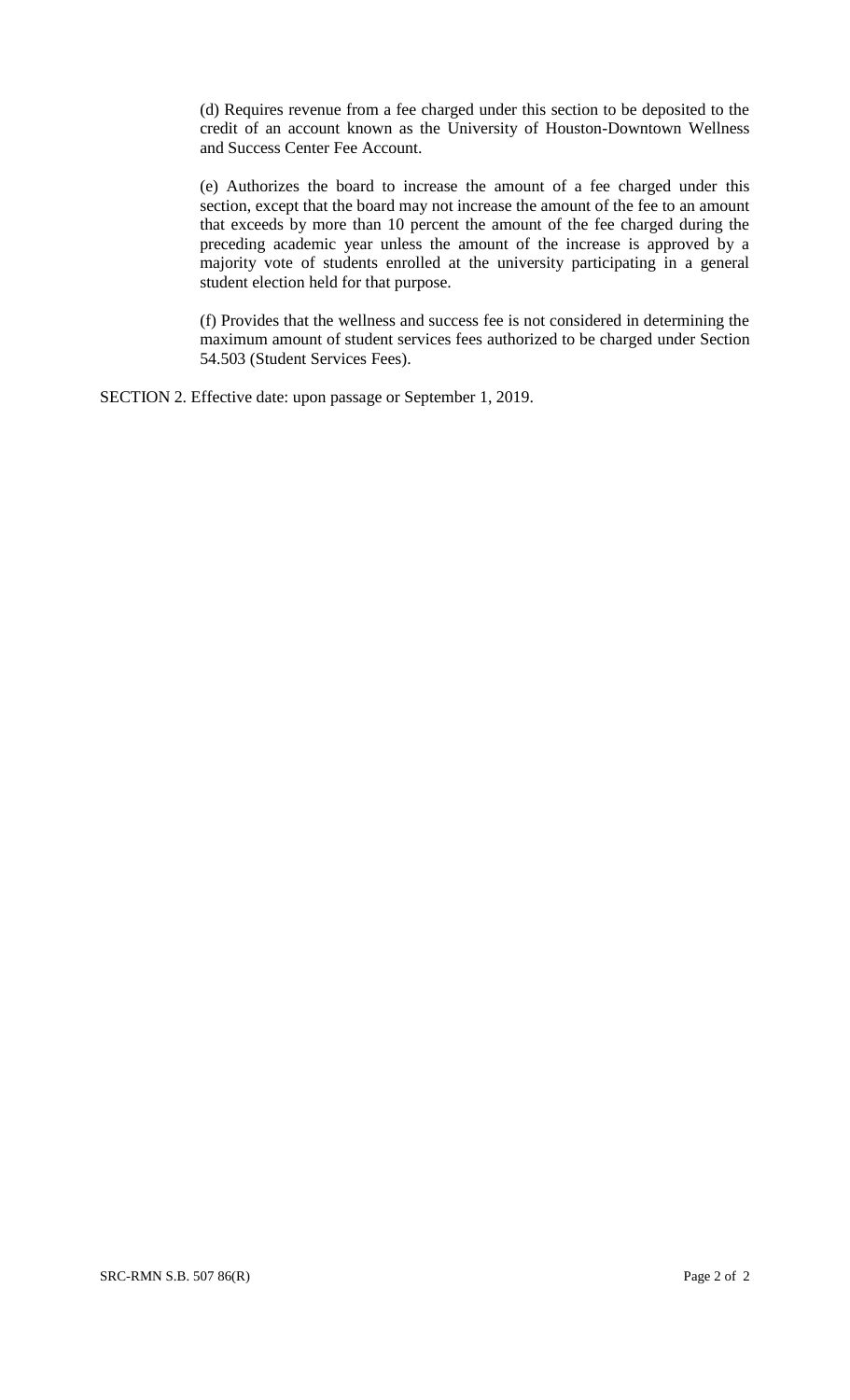(d) Requires revenue from a fee charged under this section to be deposited to the credit of an account known as the University of Houston-Downtown Wellness and Success Center Fee Account.

(e) Authorizes the board to increase the amount of a fee charged under this section, except that the board may not increase the amount of the fee to an amount that exceeds by more than 10 percent the amount of the fee charged during the preceding academic year unless the amount of the increase is approved by a majority vote of students enrolled at the university participating in a general student election held for that purpose.

(f) Provides that the wellness and success fee is not considered in determining the maximum amount of student services fees authorized to be charged under Section 54.503 (Student Services Fees).

SECTION 2. Effective date: upon passage or September 1, 2019.